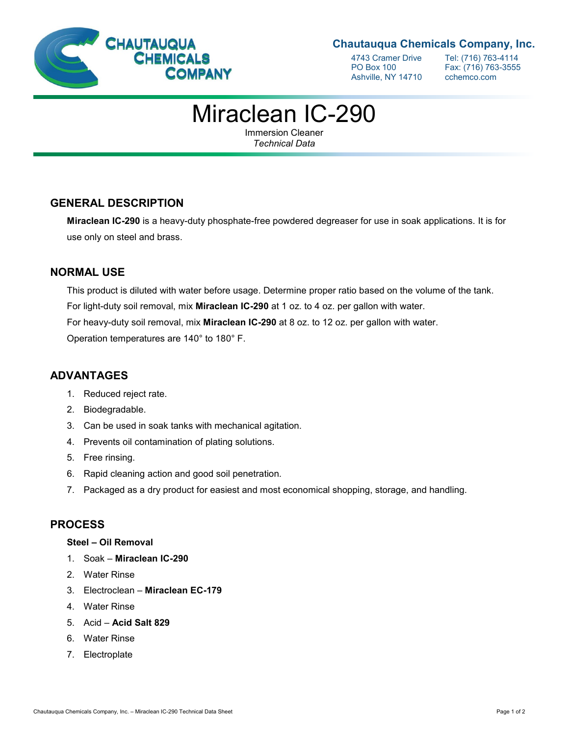**Chautauqua Chemicals Company, Inc.**

4743 Cramer Drive
PO Box 100
Ashville, NY 14710

Tel: (716) 763-4114
Fax: (716) 763-3555
cchemco.com

# Miraclean IC-290

Immersion Cleaner
*Technical Data*

## GENERAL DESCRIPTION

**Miraclean IC-290** is a heavy-duty phosphate-free powdered degreaser for use in soak applications. It is for use only on steel and brass.

## NORMAL USE

This product is diluted with water before usage. Determine proper ratio based on the volume of the tank.
For light-duty soil removal, mix **Miraclean IC-290** at 1 oz. to 4 oz. per gallon with water.
For heavy-duty soil removal, mix **Miraclean IC-290** at 8 oz. to 12 oz. per gallon with water.
Operation temperatures are 140° to 180° F.

## ADVANTAGES

1. Reduced reject rate.
2. Biodegradable.
3. Can be used in soak tanks with mechanical agitation.
4. Prevents oil contamination of plating solutions.
5. Free rinsing.
6. Rapid cleaning action and good soil penetration.
7. Packaged as a dry product for easiest and most economical shopping, storage, and handling.

## PROCESS

**Steel – Oil Removal**

1. Soak – **Miraclean IC-290**
2. Water Rinse
3. Electroclean – **Miraclean EC-179**
4. Water Rinse
5. Acid – **Acid Salt 829**
6. Water Rinse
7. Electroplate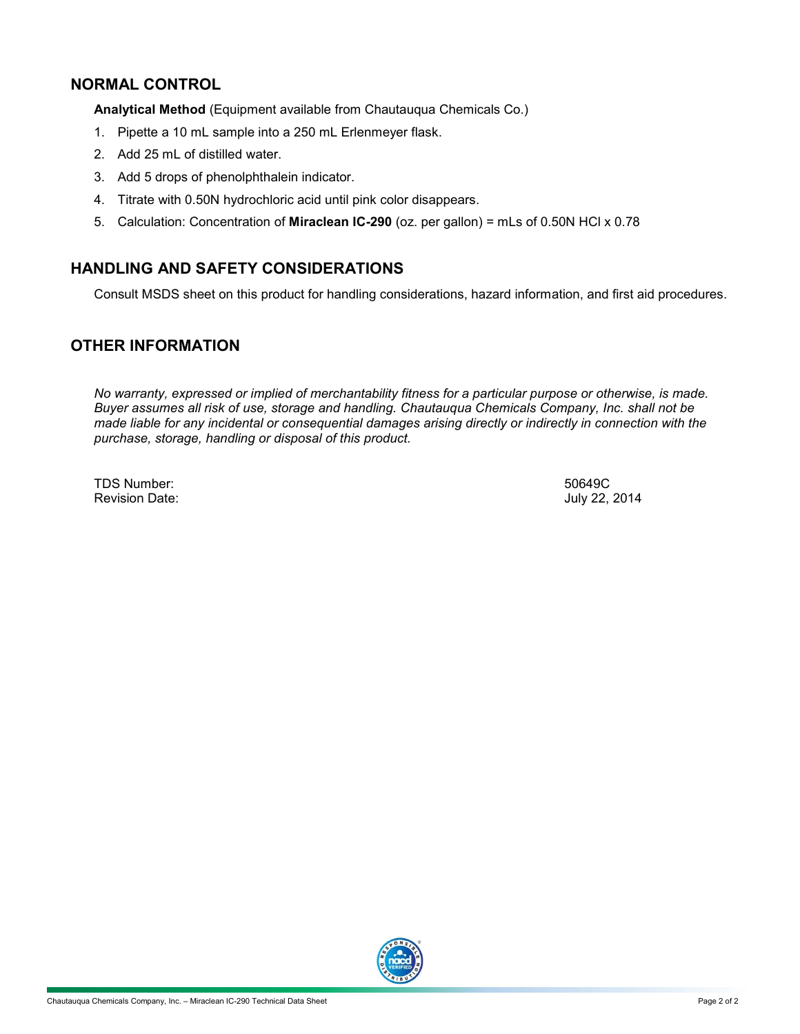## NORMAL CONTROL

**Analytical Method** (Equipment available from Chautauqua Chemicals Co.)

1. Pipette a 10 mL sample into a 250 mL Erlenmeyer flask.
2. Add 25 mL of distilled water.
3. Add 5 drops of phenolphthalein indicator.
4. Titrate with 0.50N hydrochloric acid until pink color disappears.
5. Calculation: Concentration of **Miraclean IC-290** (oz. per gallon) = mLs of 0.50N HCl x 0.78

## HANDLING AND SAFETY CONSIDERATIONS

Consult MSDS sheet on this product for handling considerations, hazard information, and first aid procedures.

## OTHER INFORMATION

*No warranty, expressed or implied of merchantability fitness for a particular purpose or otherwise, is made. Buyer assumes all risk of use, storage and handling. Chautauqua Chemicals Company, Inc. shall not be made liable for any incidental or consequential damages arising directly or indirectly in connection with the purchase, storage, handling or disposal of this product.*

| | |
|---|---|
| TDS Number: | 50649C |
| Revision Date: | July 22, 2014 |